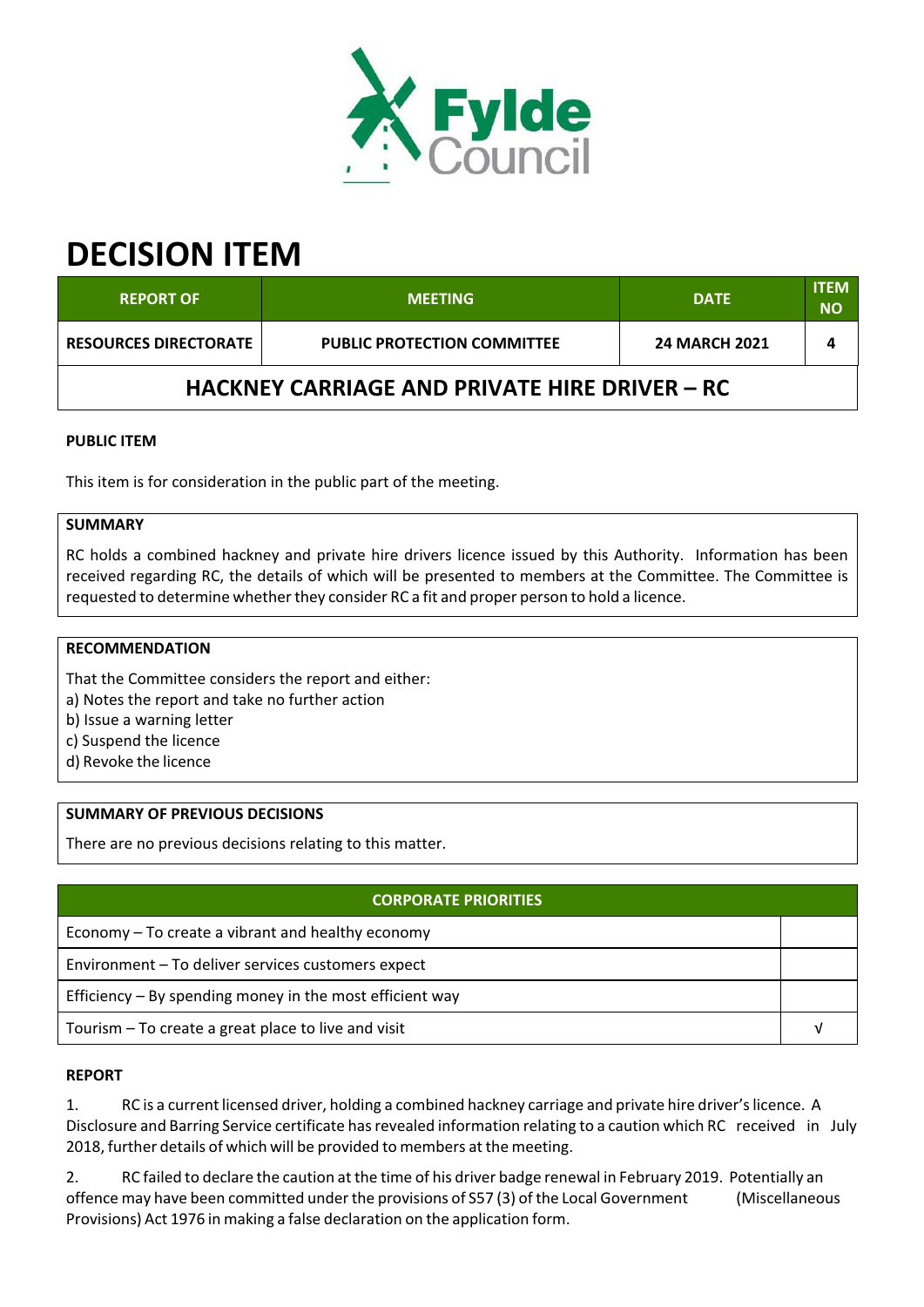# DECISION ITEM

| REPORT OF | MEETING | DATE | ITEM NO |
|---|---|---|---|
| RESOURCES DIRECTORATE | PUBLIC PROTECTION COMMITTEE | 24 MARCH 2021 | 4 |
| HACKNEY CARRIAGE AND PRIVATE HIRE DRIVER – RC | | | |

**PUBLIC ITEM**

This item is for consideration in the public part of the meeting.

**SUMMARY**

RC holds a combined hackney and private hire drivers licence issued by this Authority. Information has been received regarding RC, the details of which will be presented to members at the Committee. The Committee is requested to determine whether they consider RC a fit and proper person to hold a licence.

**RECOMMENDATION**

That the Committee considers the report and either:
a) Notes the report and take no further action
b) Issue a warning letter
c) Suspend the licence
d) Revoke the licence

**SUMMARY OF PREVIOUS DECISIONS**

There are no previous decisions relating to this matter.

| CORPORATE PRIORITIES | |
|---|---|
| Economy – To create a vibrant and healthy economy | |
| Environment – To deliver services customers expect | |
| Efficiency – By spending money in the most efficient way | |
| Tourism – To create a great place to live and visit | √ |

**REPORT**

1. RC is a current licensed driver, holding a combined hackney carriage and private hire driver's licence. A Disclosure and Barring Service certificate has revealed information relating to a caution which RC received in July 2018, further details of which will be provided to members at the meeting.

2. RC failed to declare the caution at the time of his driver badge renewal in February 2019. Potentially an offence may have been committed under the provisions of S57 (3) of the Local Government (Miscellaneous Provisions) Act 1976 in making a false declaration on the application form.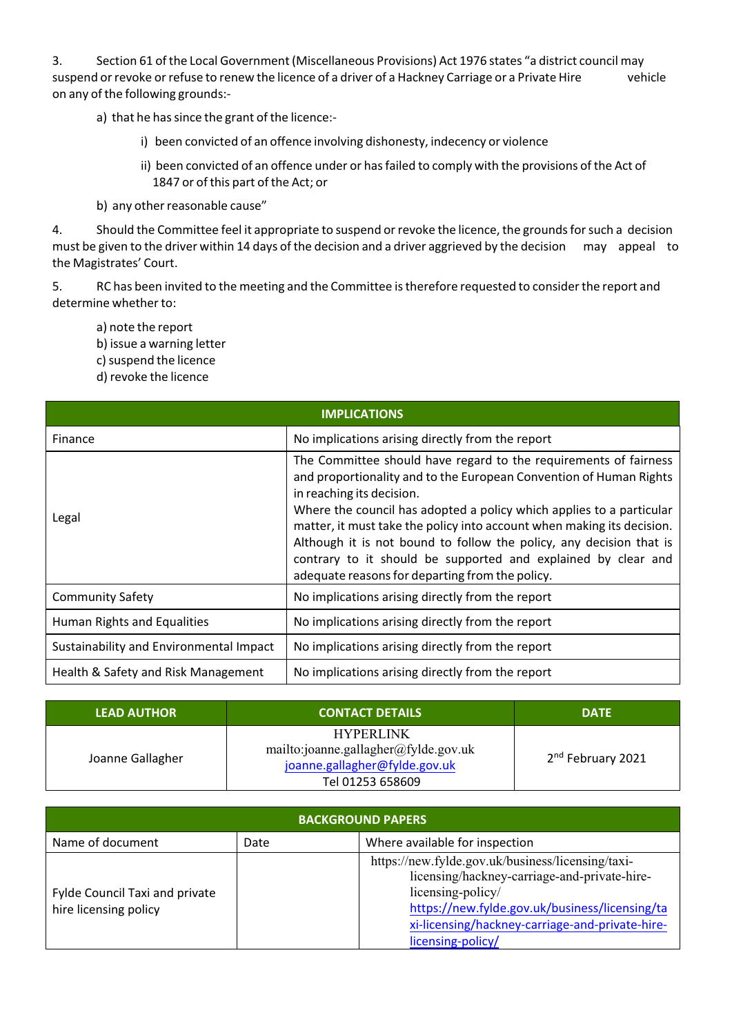3. Section 61 of the Local Government (Miscellaneous Provisions) Act 1976 states "a district council may suspend or revoke or refuse to renew the licence of a driver of a Hackney Carriage or a Private Hire vehicle on any of the following grounds:-

a) that he has since the grant of the licence:-

i) been convicted of an offence involving dishonesty, indecency or violence

ii) been convicted of an offence under or has failed to comply with the provisions of the Act of 1847 or of this part of the Act; or

b) any other reasonable cause"

4. Should the Committee feel it appropriate to suspend or revoke the licence, the grounds for such a decision must be given to the driver within 14 days of the decision and a driver aggrieved by the decision may appeal to the Magistrates' Court.

5. RC has been invited to the meeting and the Committee is therefore requested to consider the report and determine whether to:

a) note the report
b) issue a warning letter
c) suspend the licence
d) revoke the licence

| IMPLICATIONS | |
|---|---|
| Finance | No implications arising directly from the report |
| Legal | The Committee should have regard to the requirements of fairness and proportionality and to the European Convention of Human Rights in reaching its decision.<br>Where the council has adopted a policy which applies to a particular matter, it must take the policy into account when making its decision. Although it is not bound to follow the policy, any decision that is contrary to it should be supported and explained by clear and adequate reasons for departing from the policy. |
| Community Safety | No implications arising directly from the report |
| Human Rights and Equalities | No implications arising directly from the report |
| Sustainability and Environmental Impact | No implications arising directly from the report |
| Health & Safety and Risk Management | No implications arising directly from the report |

| LEAD AUTHOR | CONTACT DETAILS | DATE |
|---|---|---|
| Joanne Gallagher | HYPERLINK mailto:joanne.gallagher@fylde.gov.uk joanne.gallagher@fylde.gov.uk<br>Tel 01253 658609 | 2nd February 2021 |

| BACKGROUND PAPERS | | |
|---|---|---|
| Name of document | Date | Where available for inspection |
| Fylde Council Taxi and private hire licensing policy | | https://new.fylde.gov.uk/business/licensing/taxi-licensing/hackney-carriage-and-private-hire-licensing-policy/<br>https://new.fylde.gov.uk/business/licensing/taxi-licensing/hackney-carriage-and-private-hire-licensing-policy/ |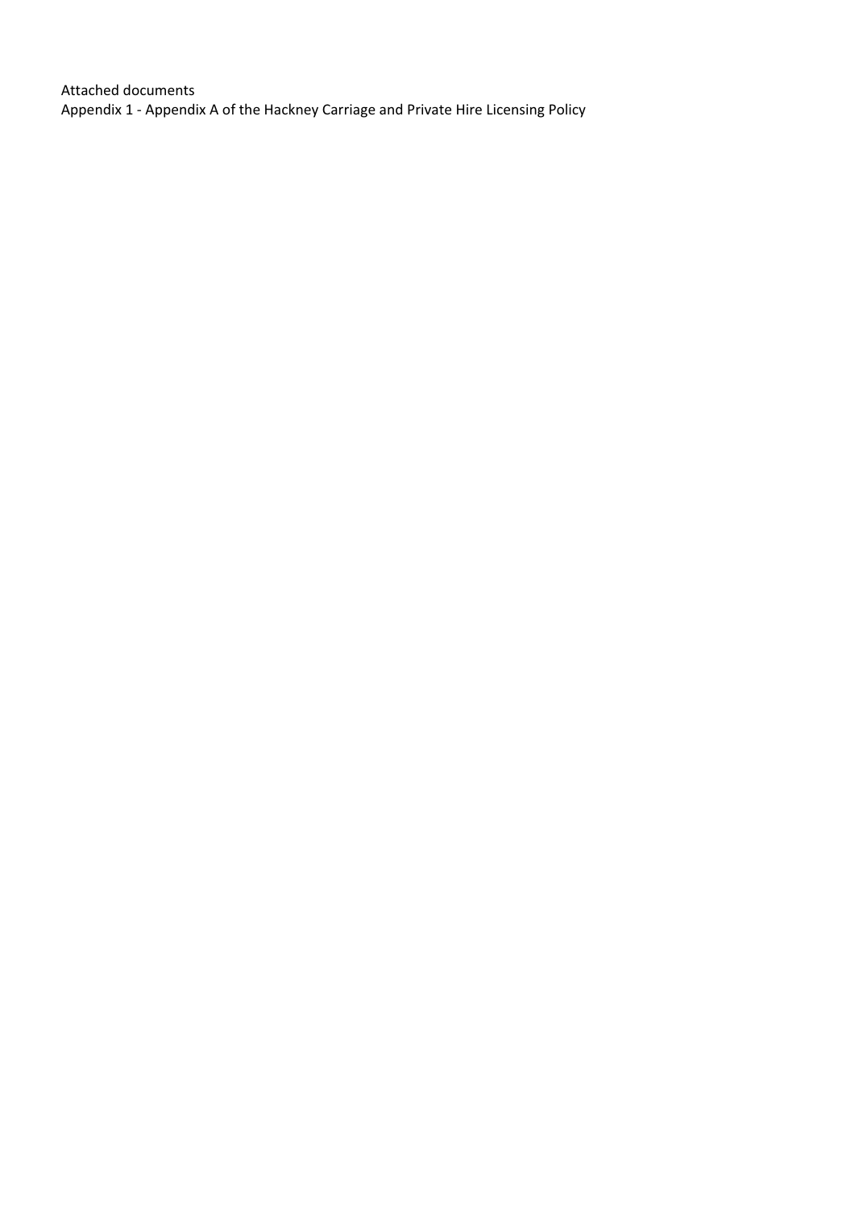Attached documents

Appendix 1 - Appendix A of the Hackney Carriage and Private Hire Licensing Policy